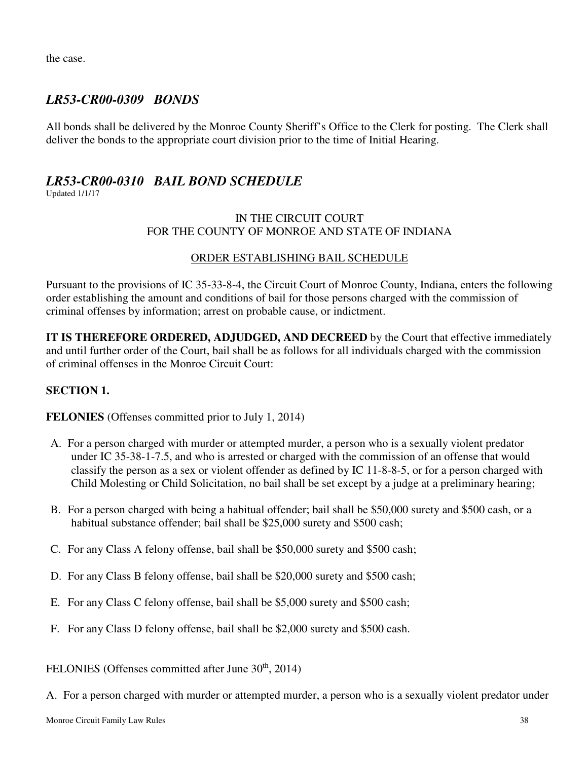the case.

## *LR53-CR00-0309 BONDS*

All bonds shall be delivered by the Monroe County Sheriff's Office to the Clerk for posting. The Clerk shall deliver the bonds to the appropriate court division prior to the time of Initial Hearing.

## *LR53-CR00-0310 BAIL BOND SCHEDULE*

Updated 1/1/17

IN THE CIRCUIT COURT
FOR THE COUNTY OF MONROE AND STATE OF INDIANA

ORDER ESTABLISHING BAIL SCHEDULE

Pursuant to the provisions of IC 35-33-8-4, the Circuit Court of Monroe County, Indiana, enters the following order establishing the amount and conditions of bail for those persons charged with the commission of criminal offenses by information; arrest on probable cause, or indictment.

**IT IS THEREFORE ORDERED, ADJUDGED, AND DECREED** by the Court that effective immediately and until further order of the Court, bail shall be as follows for all individuals charged with the commission of criminal offenses in the Monroe Circuit Court:

**SECTION 1.**

**FELONIES** (Offenses committed prior to July 1, 2014)

A. For a person charged with murder or attempted murder, a person who is a sexually violent predator under IC 35-38-1-7.5, and who is arrested or charged with the commission of an offense that would classify the person as a sex or violent offender as defined by IC 11-8-8-5, or for a person charged with Child Molesting or Child Solicitation, no bail shall be set except by a judge at a preliminary hearing;

B. For a person charged with being a habitual offender; bail shall be $50,000 surety and $500 cash, or a habitual substance offender; bail shall be $25,000 surety and $500 cash;

C. For any Class A felony offense, bail shall be $50,000 surety and $500 cash;

D. For any Class B felony offense, bail shall be $20,000 surety and $500 cash;

E. For any Class C felony offense, bail shall be $5,000 surety and $500 cash;

F. For any Class D felony offense, bail shall be $2,000 surety and $500 cash.

FELONIES (Offenses committed after June 30th, 2014)

A. For a person charged with murder or attempted murder, a person who is a sexually violent predator under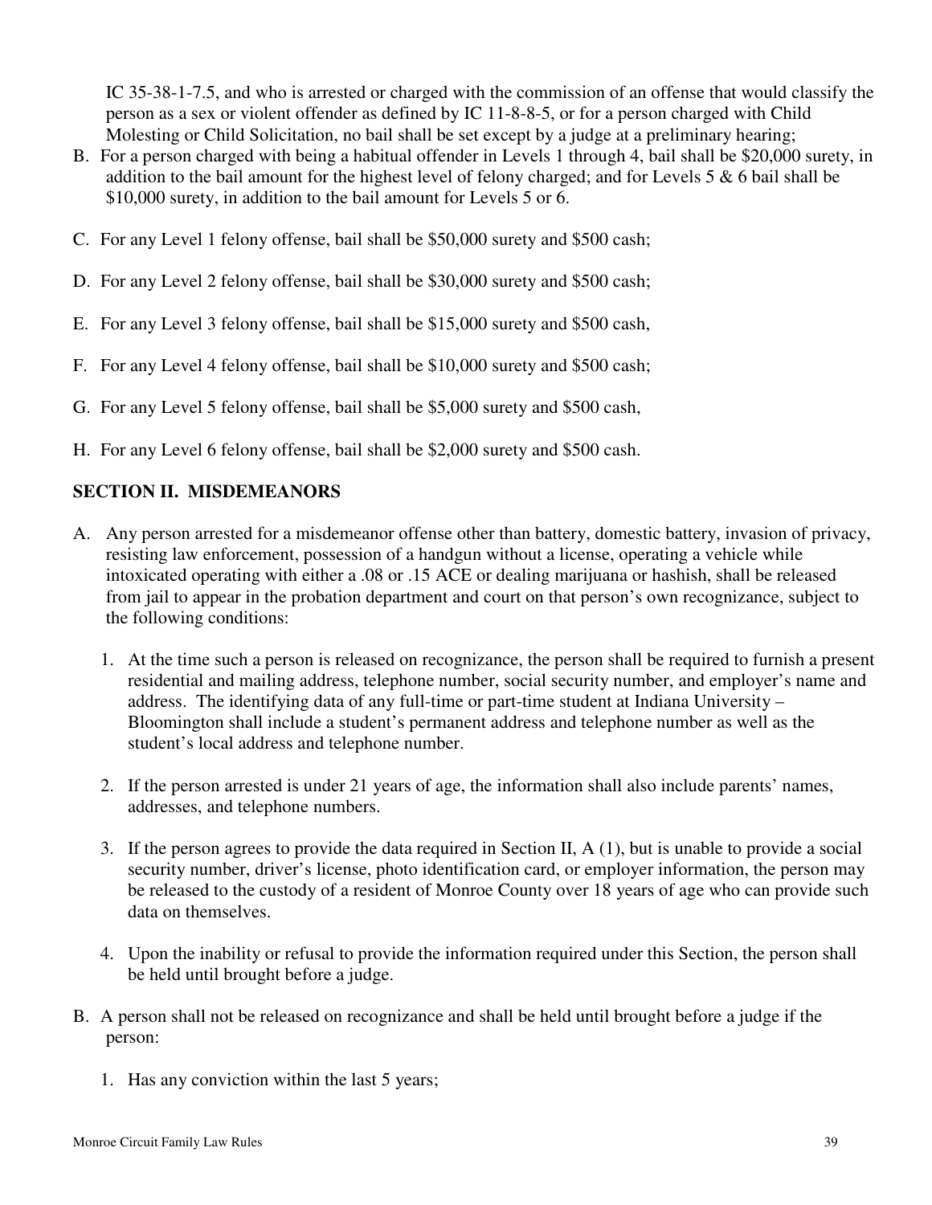IC 35-38-1-7.5, and who is arrested or charged with the commission of an offense that would classify the person as a sex or violent offender as defined by IC 11-8-8-5, or for a person charged with Child Molesting or Child Solicitation, no bail shall be set except by a judge at a preliminary hearing;

B. For a person charged with being a habitual offender in Levels 1 through 4, bail shall be $20,000 surety, in addition to the bail amount for the highest level of felony charged; and for Levels 5 & 6 bail shall be $10,000 surety, in addition to the bail amount for Levels 5 or 6.

C. For any Level 1 felony offense, bail shall be $50,000 surety and $500 cash;

D. For any Level 2 felony offense, bail shall be $30,000 surety and $500 cash;

E. For any Level 3 felony offense, bail shall be $15,000 surety and $500 cash,

F. For any Level 4 felony offense, bail shall be $10,000 surety and $500 cash;

G. For any Level 5 felony offense, bail shall be $5,000 surety and $500 cash,

H. For any Level 6 felony offense, bail shall be $2,000 surety and $500 cash.

**SECTION II. MISDEMEANORS**

A. Any person arrested for a misdemeanor offense other than battery, domestic battery, invasion of privacy, resisting law enforcement, possession of a handgun without a license, operating a vehicle while intoxicated operating with either a .08 or .15 ACE or dealing marijuana or hashish, shall be released from jail to appear in the probation department and court on that person's own recognizance, subject to the following conditions:

   1. At the time such a person is released on recognizance, the person shall be required to furnish a present residential and mailing address, telephone number, social security number, and employer's name and address. The identifying data of any full-time or part-time student at Indiana University – Bloomington shall include a student's permanent address and telephone number as well as the student's local address and telephone number.

   2. If the person arrested is under 21 years of age, the information shall also include parents' names, addresses, and telephone numbers.

   3. If the person agrees to provide the data required in Section II, A (1), but is unable to provide a social security number, driver's license, photo identification card, or employer information, the person may be released to the custody of a resident of Monroe County over 18 years of age who can provide such data on themselves.

   4. Upon the inability or refusal to provide the information required under this Section, the person shall be held until brought before a judge.

B. A person shall not be released on recognizance and shall be held until brought before a judge if the person:

   1. Has any conviction within the last 5 years;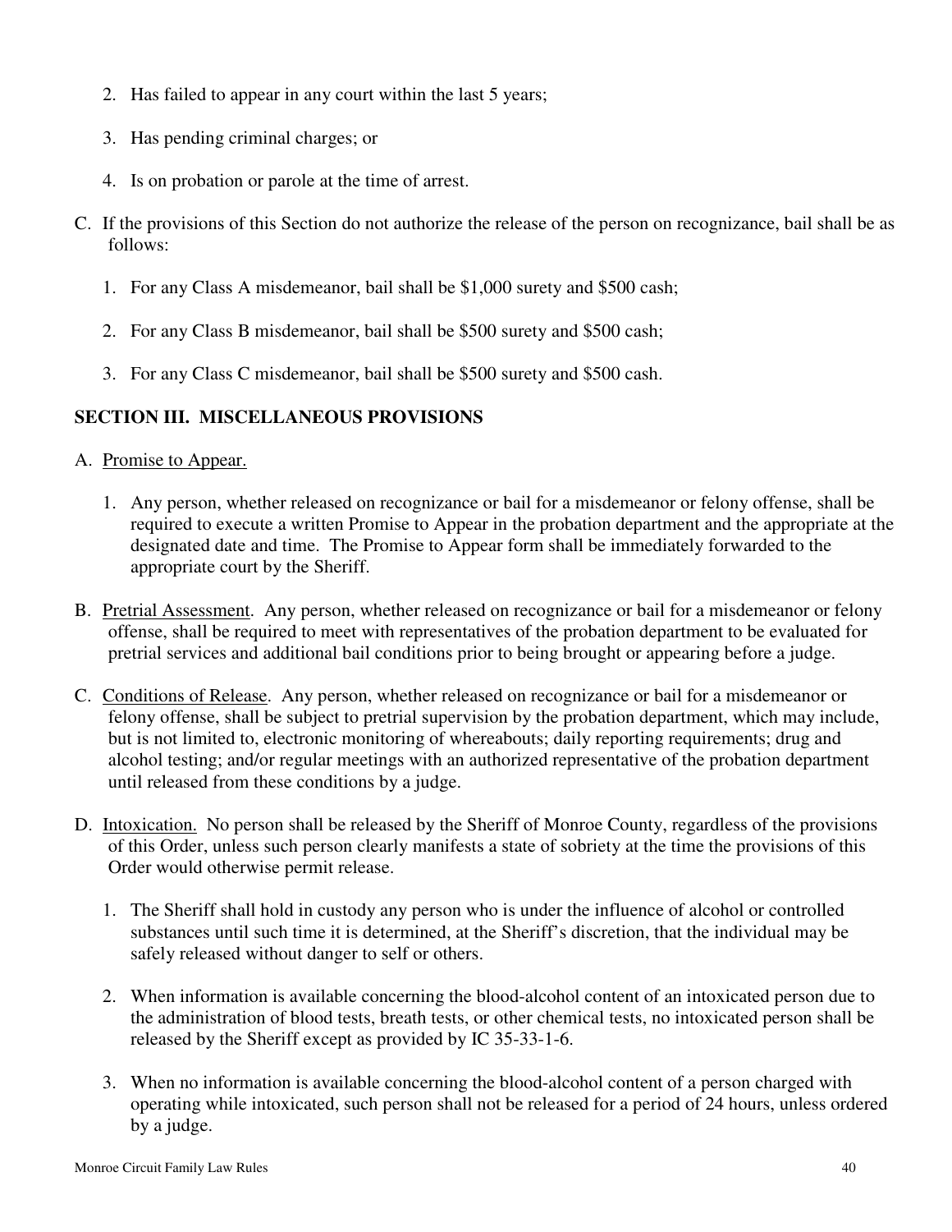2. Has failed to appear in any court within the last 5 years;

3. Has pending criminal charges; or

4. Is on probation or parole at the time of arrest.

C. If the provisions of this Section do not authorize the release of the person on recognizance, bail shall be as follows:

1. For any Class A misdemeanor, bail shall be $1,000 surety and $500 cash;

2. For any Class B misdemeanor, bail shall be $500 surety and $500 cash;

3. For any Class C misdemeanor, bail shall be $500 surety and $500 cash.

## SECTION III. MISCELLANEOUS PROVISIONS

A. Promise to Appear.

1. Any person, whether released on recognizance or bail for a misdemeanor or felony offense, shall be required to execute a written Promise to Appear in the probation department and the appropriate at the designated date and time. The Promise to Appear form shall be immediately forwarded to the appropriate court by the Sheriff.

B. Pretrial Assessment. Any person, whether released on recognizance or bail for a misdemeanor or felony offense, shall be required to meet with representatives of the probation department to be evaluated for pretrial services and additional bail conditions prior to being brought or appearing before a judge.

C. Conditions of Release. Any person, whether released on recognizance or bail for a misdemeanor or felony offense, shall be subject to pretrial supervision by the probation department, which may include, but is not limited to, electronic monitoring of whereabouts; daily reporting requirements; drug and alcohol testing; and/or regular meetings with an authorized representative of the probation department until released from these conditions by a judge.

D. Intoxication. No person shall be released by the Sheriff of Monroe County, regardless of the provisions of this Order, unless such person clearly manifests a state of sobriety at the time the provisions of this Order would otherwise permit release.

1. The Sheriff shall hold in custody any person who is under the influence of alcohol or controlled substances until such time it is determined, at the Sheriff's discretion, that the individual may be safely released without danger to self or others.

2. When information is available concerning the blood-alcohol content of an intoxicated person due to the administration of blood tests, breath tests, or other chemical tests, no intoxicated person shall be released by the Sheriff except as provided by IC 35-33-1-6.

3. When no information is available concerning the blood-alcohol content of a person charged with operating while intoxicated, such person shall not be released for a period of 24 hours, unless ordered by a judge.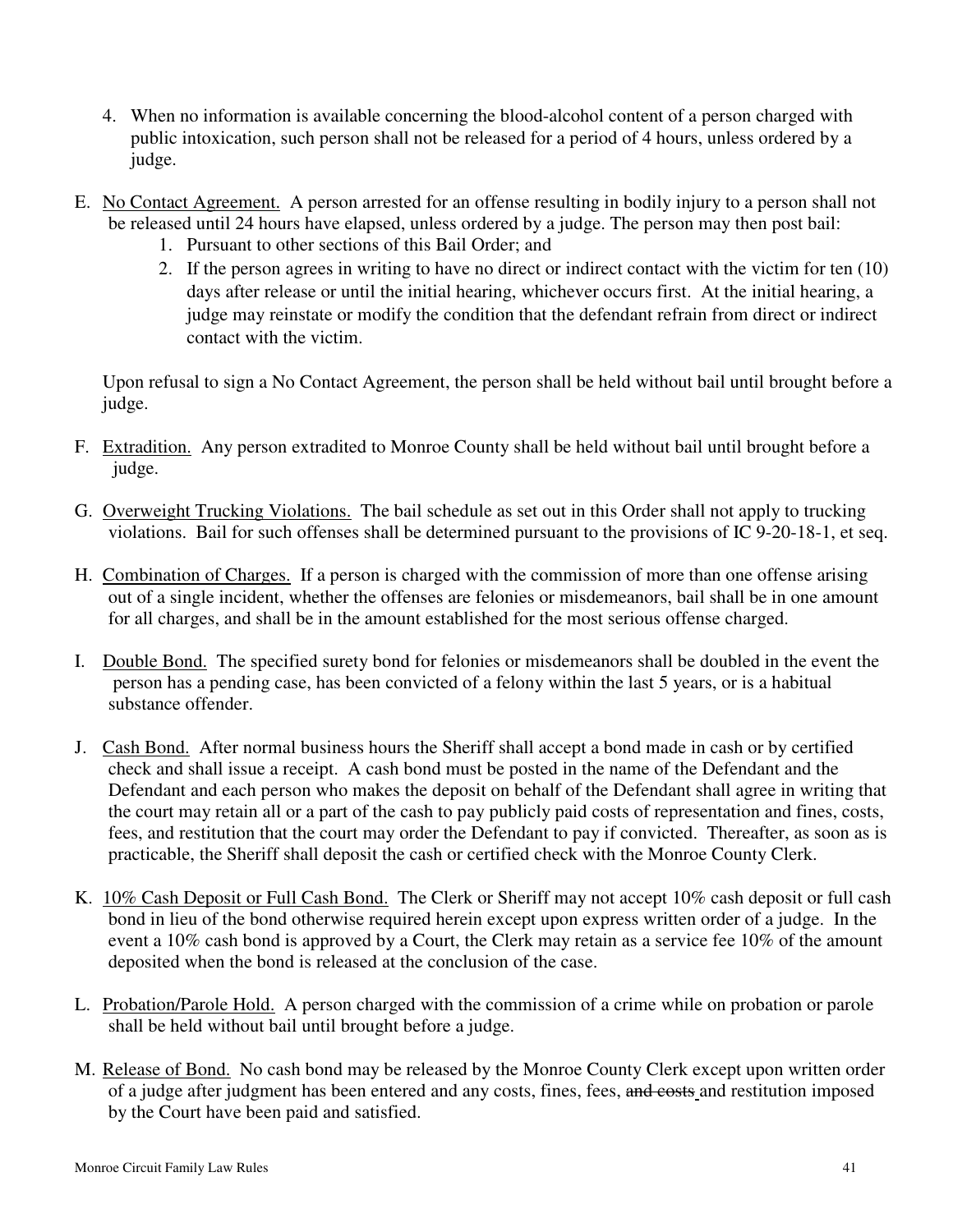4. When no information is available concerning the blood-alcohol content of a person charged with public intoxication, such person shall not be released for a period of 4 hours, unless ordered by a judge.

E. <u>No Contact Agreement.</u> A person arrested for an offense resulting in bodily injury to a person shall not be released until 24 hours have elapsed, unless ordered by a judge. The person may then post bail:
   1. Pursuant to other sections of this Bail Order; and
   2. If the person agrees in writing to have no direct or indirect contact with the victim for ten (10) days after release or until the initial hearing, whichever occurs first. At the initial hearing, a judge may reinstate or modify the condition that the defendant refrain from direct or indirect contact with the victim.

   Upon refusal to sign a No Contact Agreement, the person shall be held without bail until brought before a judge.

F. <u>Extradition.</u> Any person extradited to Monroe County shall be held without bail until brought before a judge.

G. <u>Overweight Trucking Violations.</u> The bail schedule as set out in this Order shall not apply to trucking violations. Bail for such offenses shall be determined pursuant to the provisions of IC 9-20-18-1, et seq.

H. <u>Combination of Charges.</u> If a person is charged with the commission of more than one offense arising out of a single incident, whether the offenses are felonies or misdemeanors, bail shall be in one amount for all charges, and shall be in the amount established for the most serious offense charged.

I. <u>Double Bond.</u> The specified surety bond for felonies or misdemeanors shall be doubled in the event the person has a pending case, has been convicted of a felony within the last 5 years, or is a habitual substance offender.

J. <u>Cash Bond.</u> After normal business hours the Sheriff shall accept a bond made in cash or by certified check and shall issue a receipt. A cash bond must be posted in the name of the Defendant and the Defendant and each person who makes the deposit on behalf of the Defendant shall agree in writing that the court may retain all or a part of the cash to pay publicly paid costs of representation and fines, costs, fees, and restitution that the court may order the Defendant to pay if convicted. Thereafter, as soon as is practicable, the Sheriff shall deposit the cash or certified check with the Monroe County Clerk.

K. <u>10% Cash Deposit or Full Cash Bond.</u> The Clerk or Sheriff may not accept 10% cash deposit or full cash bond in lieu of the bond otherwise required herein except upon express written order of a judge. In the event a 10% cash bond is approved by a Court, the Clerk may retain as a service fee 10% of the amount deposited when the bond is released at the conclusion of the case.

L. <u>Probation/Parole Hold.</u> A person charged with the commission of a crime while on probation or parole shall be held without bail until brought before a judge.

M. <u>Release of Bond.</u> No cash bond may be released by the Monroe County Clerk except upon written order of a judge after judgment has been entered and any costs, fines, fees, ~~and costs~~ and restitution imposed by the Court have been paid and satisfied.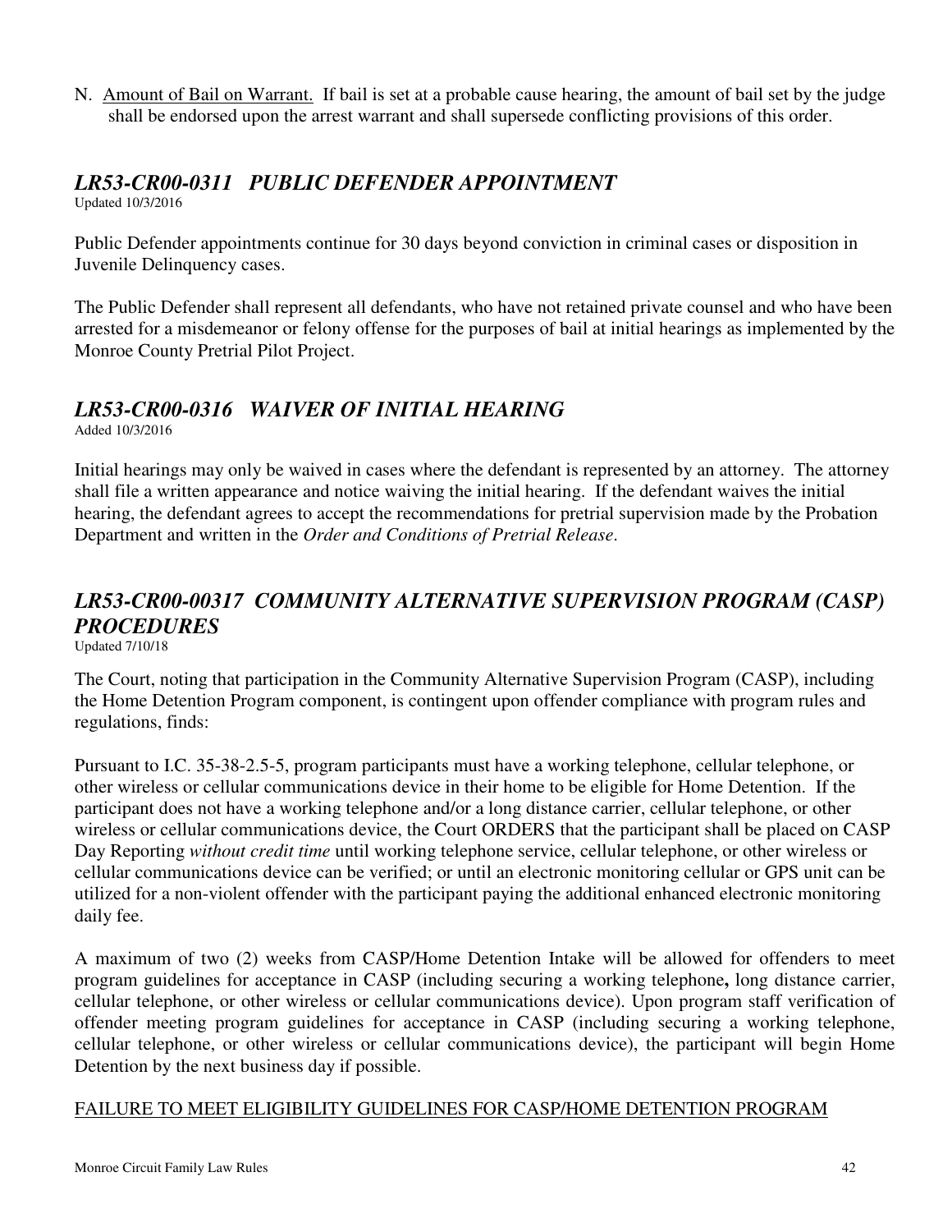N. <u>Amount of Bail on Warrant.</u> If bail is set at a probable cause hearing, the amount of bail set by the judge shall be endorsed upon the arrest warrant and shall supersede conflicting provisions of this order.

## *LR53-CR00-0311 PUBLIC DEFENDER APPOINTMENT*

Updated 10/3/2016

Public Defender appointments continue for 30 days beyond conviction in criminal cases or disposition in Juvenile Delinquency cases.

The Public Defender shall represent all defendants, who have not retained private counsel and who have been arrested for a misdemeanor or felony offense for the purposes of bail at initial hearings as implemented by the Monroe County Pretrial Pilot Project.

## *LR53-CR00-0316 WAIVER OF INITIAL HEARING*

Added 10/3/2016

Initial hearings may only be waived in cases where the defendant is represented by an attorney. The attorney shall file a written appearance and notice waiving the initial hearing. If the defendant waives the initial hearing, the defendant agrees to accept the recommendations for pretrial supervision made by the Probation Department and written in the *Order and Conditions of Pretrial Release*.

## *LR53-CR00-00317 COMMUNITY ALTERNATIVE SUPERVISION PROGRAM (CASP) PROCEDURES*

Updated 7/10/18

The Court, noting that participation in the Community Alternative Supervision Program (CASP), including the Home Detention Program component, is contingent upon offender compliance with program rules and regulations, finds:

Pursuant to I.C. 35-38-2.5-5, program participants must have a working telephone, cellular telephone, or other wireless or cellular communications device in their home to be eligible for Home Detention. If the participant does not have a working telephone and/or a long distance carrier, cellular telephone, or other wireless or cellular communications device, the Court ORDERS that the participant shall be placed on CASP Day Reporting *without credit time* until working telephone service, cellular telephone, or other wireless or cellular communications device can be verified; or until an electronic monitoring cellular or GPS unit can be utilized for a non-violent offender with the participant paying the additional enhanced electronic monitoring daily fee.

A maximum of two (2) weeks from CASP/Home Detention Intake will be allowed for offenders to meet program guidelines for acceptance in CASP (including securing a working telephone**,** long distance carrier, cellular telephone, or other wireless or cellular communications device). Upon program staff verification of offender meeting program guidelines for acceptance in CASP (including securing a working telephone, cellular telephone, or other wireless or cellular communications device), the participant will begin Home Detention by the next business day if possible.

<u>FAILURE TO MEET ELIGIBILITY GUIDELINES FOR CASP/HOME DETENTION PROGRAM</u>